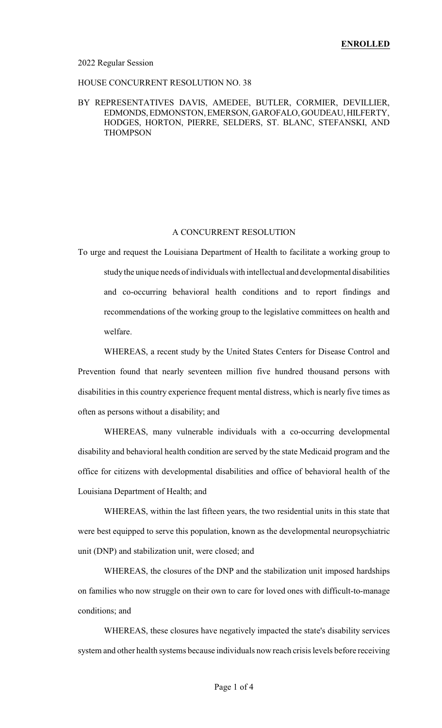**ENROLLED**

2022 Regular Session

HOUSE CONCURRENT RESOLUTION NO. 38

BY REPRESENTATIVES DAVIS, AMEDEE, BUTLER, CORMIER, DEVILLIER, EDMONDS, EDMONSTON, EMERSON, GAROFALO, GOUDEAU, HILFERTY, HODGES, HORTON, PIERRE, SELDERS, ST. BLANC, STEFANSKI, AND THOMPSON

A CONCURRENT RESOLUTION

To urge and request the Louisiana Department of Health to facilitate a working group to study the unique needs of individuals with intellectual and developmental disabilities and co-occurring behavioral health conditions and to report findings and recommendations of the working group to the legislative committees on health and welfare.

WHEREAS, a recent study by the United States Centers for Disease Control and Prevention found that nearly seventeen million five hundred thousand persons with disabilities in this country experience frequent mental distress, which is nearly five times as often as persons without a disability; and

WHEREAS, many vulnerable individuals with a co-occurring developmental disability and behavioral health condition are served by the state Medicaid program and the office for citizens with developmental disabilities and office of behavioral health of the Louisiana Department of Health; and

WHEREAS, within the last fifteen years, the two residential units in this state that were best equipped to serve this population, known as the developmental neuropsychiatric unit (DNP) and stabilization unit, were closed; and

WHEREAS, the closures of the DNP and the stabilization unit imposed hardships on families who now struggle on their own to care for loved ones with difficult-to-manage conditions; and

WHEREAS, these closures have negatively impacted the state's disability services system and other health systems because individuals now reach crisis levels before receiving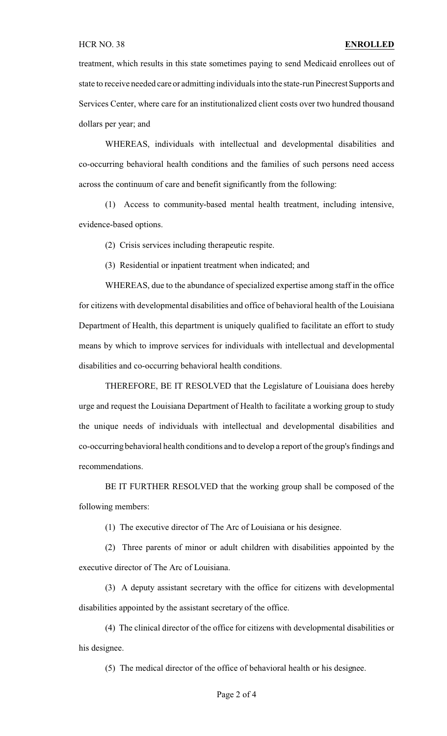treatment, which results in this state sometimes paying to send Medicaid enrollees out of state to receive needed care or admitting individuals into the state-run Pinecrest Supports and Services Center, where care for an institutionalized client costs over two hundred thousand dollars per year; and

WHEREAS, individuals with intellectual and developmental disabilities and co-occurring behavioral health conditions and the families of such persons need access across the continuum of care and benefit significantly from the following:

(1) Access to community-based mental health treatment, including intensive, evidence-based options.

(2) Crisis services including therapeutic respite.

(3) Residential or inpatient treatment when indicated; and

WHEREAS, due to the abundance of specialized expertise among staff in the office for citizens with developmental disabilities and office of behavioral health of the Louisiana Department of Health, this department is uniquely qualified to facilitate an effort to study means by which to improve services for individuals with intellectual and developmental disabilities and co-occurring behavioral health conditions.

THEREFORE, BE IT RESOLVED that the Legislature of Louisiana does hereby urge and request the Louisiana Department of Health to facilitate a working group to study the unique needs of individuals with intellectual and developmental disabilities and co-occurring behavioral health conditions and to develop a report of the group's findings and recommendations.

BE IT FURTHER RESOLVED that the working group shall be composed of the following members:

(1) The executive director of The Arc of Louisiana or his designee.

(2) Three parents of minor or adult children with disabilities appointed by the executive director of The Arc of Louisiana.

(3) A deputy assistant secretary with the office for citizens with developmental disabilities appointed by the assistant secretary of the office.

(4) The clinical director of the office for citizens with developmental disabilities or his designee.

(5) The medical director of the office of behavioral health or his designee.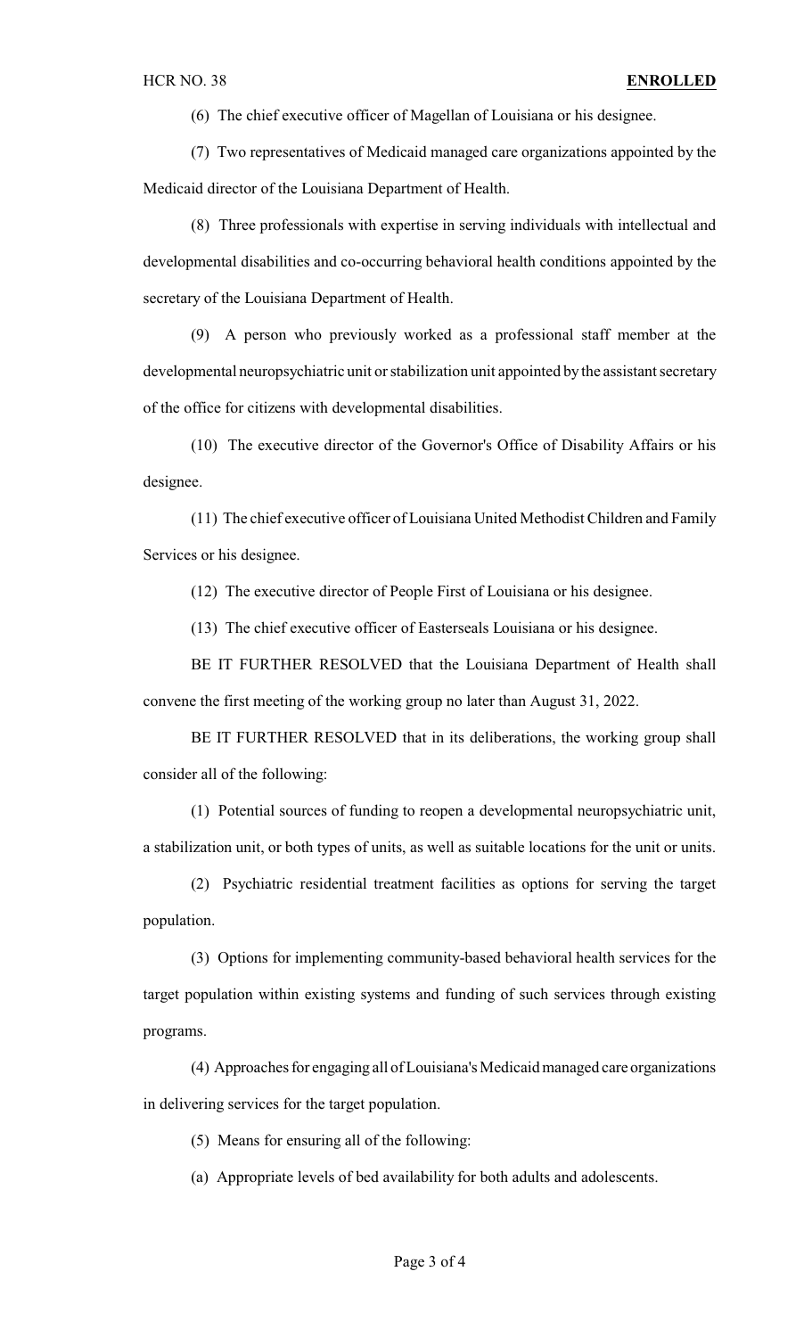(6) The chief executive officer of Magellan of Louisiana or his designee.

(7) Two representatives of Medicaid managed care organizations appointed by the Medicaid director of the Louisiana Department of Health.

(8) Three professionals with expertise in serving individuals with intellectual and developmental disabilities and co-occurring behavioral health conditions appointed by the secretary of the Louisiana Department of Health.

(9) A person who previously worked as a professional staff member at the developmental neuropsychiatric unit or stabilization unit appointed by the assistant secretary of the office for citizens with developmental disabilities.

(10) The executive director of the Governor's Office of Disability Affairs or his designee.

(11) The chief executive officer of Louisiana United Methodist Children and Family Services or his designee.

(12) The executive director of People First of Louisiana or his designee.

(13) The chief executive officer of Easterseals Louisiana or his designee.

BE IT FURTHER RESOLVED that the Louisiana Department of Health shall convene the first meeting of the working group no later than August 31, 2022.

BE IT FURTHER RESOLVED that in its deliberations, the working group shall consider all of the following:

(1) Potential sources of funding to reopen a developmental neuropsychiatric unit, a stabilization unit, or both types of units, as well as suitable locations for the unit or units.

(2) Psychiatric residential treatment facilities as options for serving the target population.

(3) Options for implementing community-based behavioral health services for the target population within existing systems and funding of such services through existing programs.

(4) Approaches for engaging all of Louisiana's Medicaid managed care organizations in delivering services for the target population.

(5) Means for ensuring all of the following:

(a) Appropriate levels of bed availability for both adults and adolescents.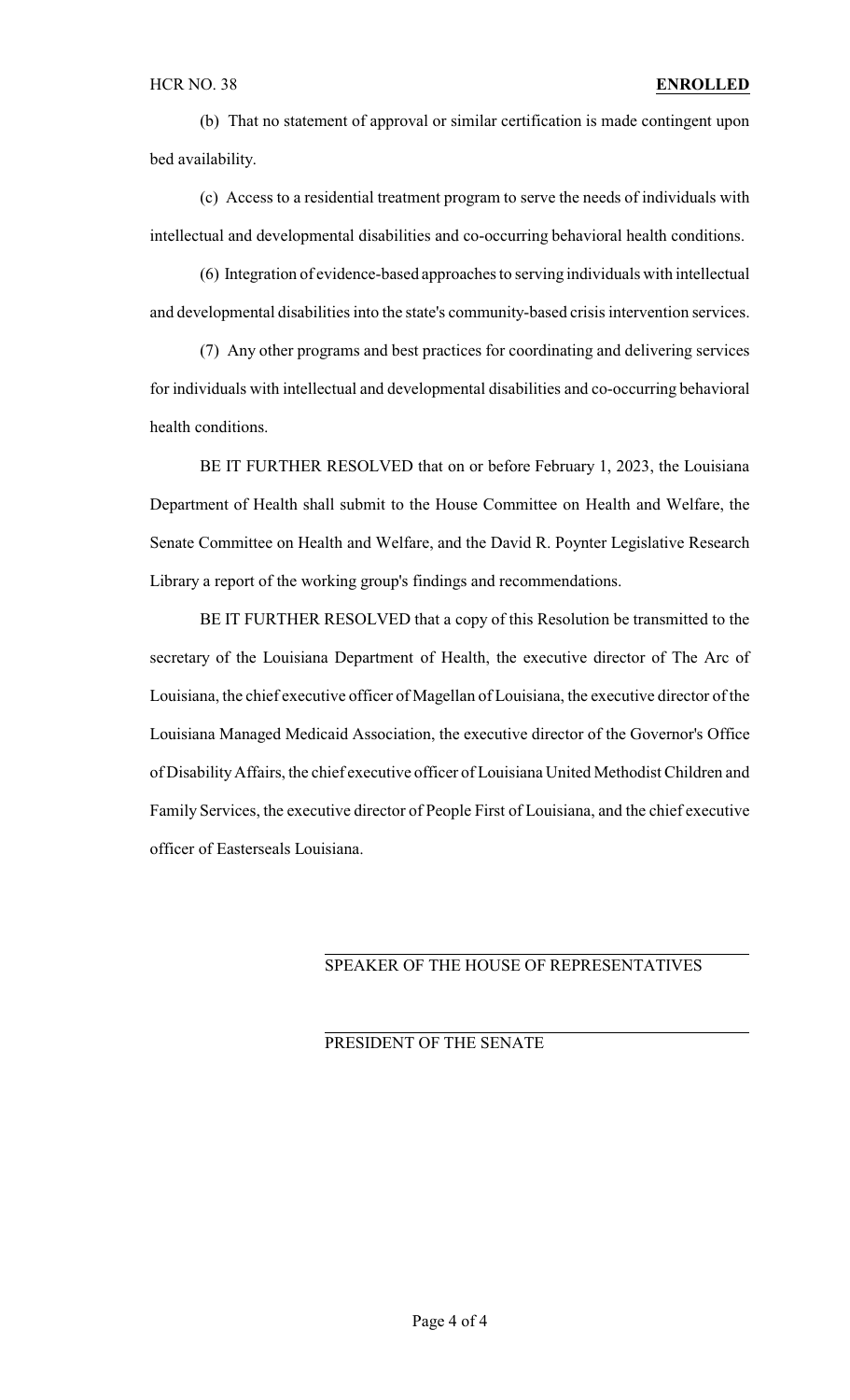(b) That no statement of approval or similar certification is made contingent upon bed availability.

(c) Access to a residential treatment program to serve the needs of individuals with intellectual and developmental disabilities and co-occurring behavioral health conditions.

(6) Integration of evidence-based approaches to serving individuals with intellectual and developmental disabilities into the state's community-based crisis intervention services.

(7) Any other programs and best practices for coordinating and delivering services for individuals with intellectual and developmental disabilities and co-occurring behavioral health conditions.

BE IT FURTHER RESOLVED that on or before February 1, 2023, the Louisiana Department of Health shall submit to the House Committee on Health and Welfare, the Senate Committee on Health and Welfare, and the David R. Poynter Legislative Research Library a report of the working group's findings and recommendations.

BE IT FURTHER RESOLVED that a copy of this Resolution be transmitted to the secretary of the Louisiana Department of Health, the executive director of The Arc of Louisiana, the chief executive officer of Magellan of Louisiana, the executive director of the Louisiana Managed Medicaid Association, the executive director of the Governor's Office of Disability Affairs, the chief executive officer of Louisiana United Methodist Children and Family Services, the executive director of People First of Louisiana, and the chief executive officer of Easterseals Louisiana.

SPEAKER OF THE HOUSE OF REPRESENTATIVES

PRESIDENT OF THE SENATE